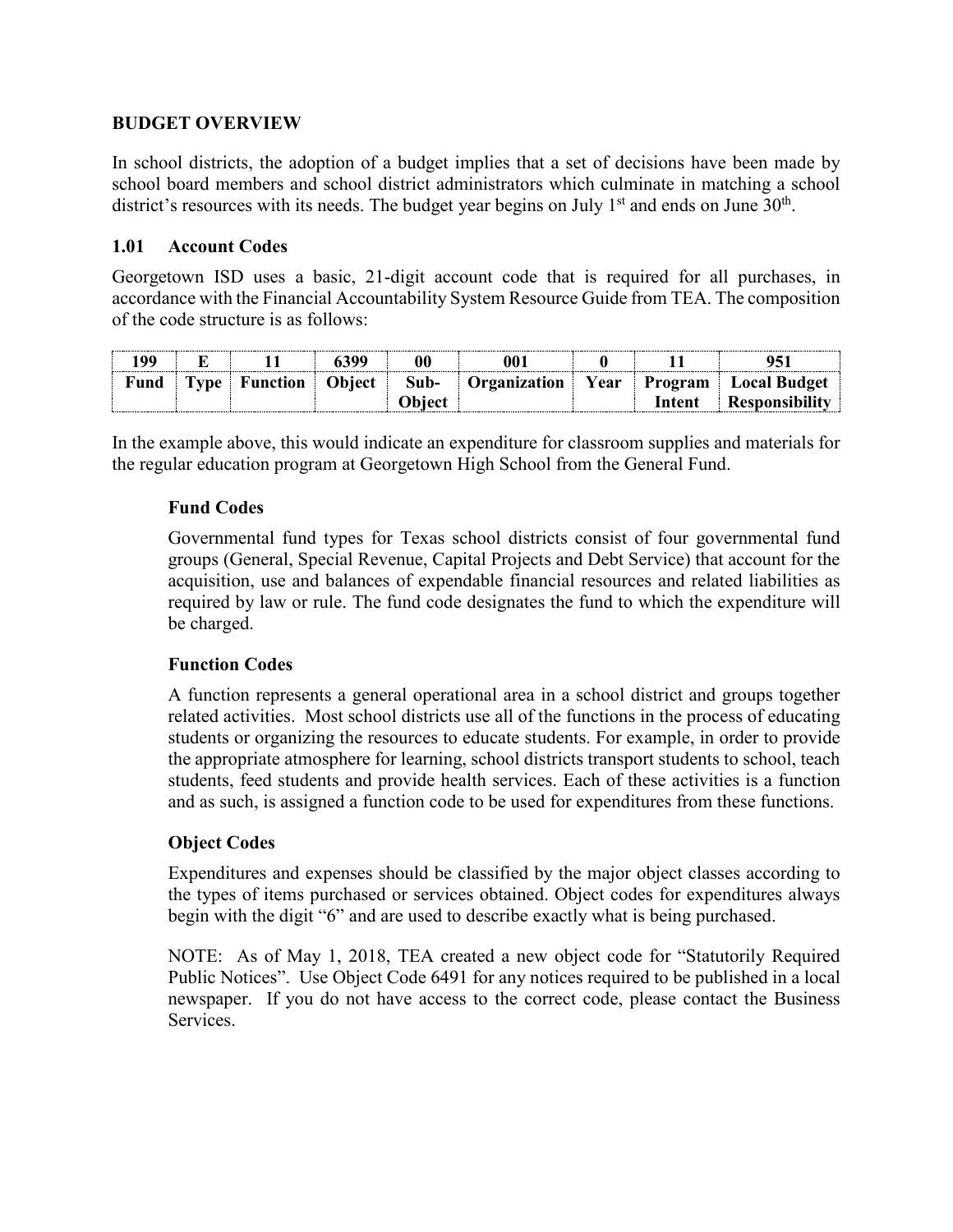## BUDGET OVERVIEW

In school districts, the adoption of a budget implies that a set of decisions have been made by school board members and school district administrators which culminate in matching a school district's resources with its needs. The budget year begins on July 1st and ends on June 30th.

### 1.01 Account Codes

Georgetown ISD uses a basic, 21-digit account code that is required for all purchases, in accordance with the Financial Accountability System Resource Guide from TEA. The composition of the code structure is as follows:

| 199 | E | 11 | 6399 | 00 | 001 | 0 | 11 | 951 |
|---|---|---|---|---|---|---|---|---|
| **Fund** | **Type** | **Function** | **Object** | **Sub-Object** | **Organization** | **Year** | **Program Intent** | **Local Budget Responsibility** |

In the example above, this would indicate an expenditure for classroom supplies and materials for the regular education program at Georgetown High School from the General Fund.

#### Fund Codes

Governmental fund types for Texas school districts consist of four governmental fund groups (General, Special Revenue, Capital Projects and Debt Service) that account for the acquisition, use and balances of expendable financial resources and related liabilities as required by law or rule. The fund code designates the fund to which the expenditure will be charged.

#### Function Codes

A function represents a general operational area in a school district and groups together related activities. Most school districts use all of the functions in the process of educating students or organizing the resources to educate students. For example, in order to provide the appropriate atmosphere for learning, school districts transport students to school, teach students, feed students and provide health services. Each of these activities is a function and as such, is assigned a function code to be used for expenditures from these functions.

#### Object Codes

Expenditures and expenses should be classified by the major object classes according to the types of items purchased or services obtained. Object codes for expenditures always begin with the digit "6" and are used to describe exactly what is being purchased.

NOTE: As of May 1, 2018, TEA created a new object code for "Statutorily Required Public Notices". Use Object Code 6491 for any notices required to be published in a local newspaper. If you do not have access to the correct code, please contact the Business Services.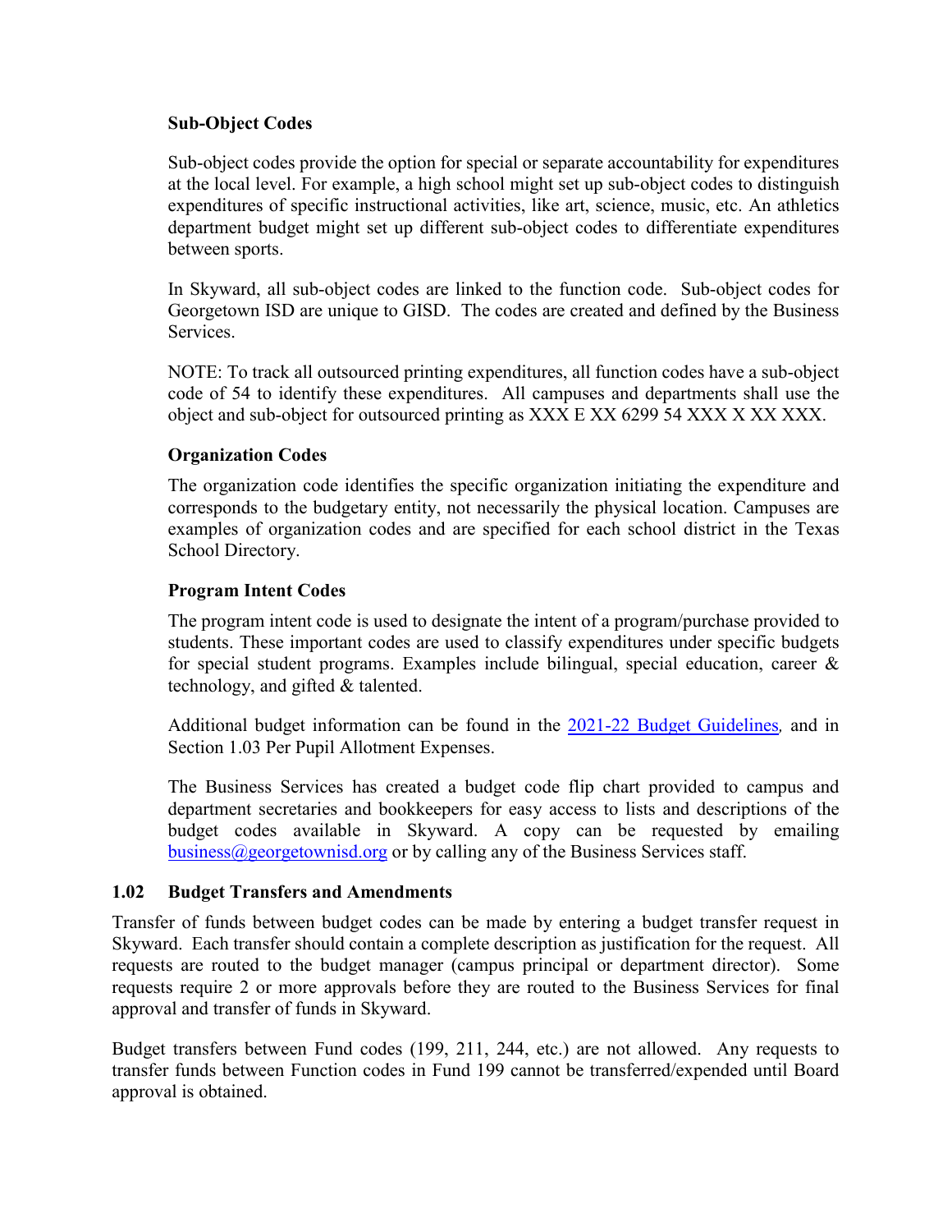### Sub-Object Codes

Sub-object codes provide the option for special or separate accountability for expenditures at the local level. For example, a high school might set up sub-object codes to distinguish expenditures of specific instructional activities, like art, science, music, etc. An athletics department budget might set up different sub-object codes to differentiate expenditures between sports.

In Skyward, all sub-object codes are linked to the function code. Sub-object codes for Georgetown ISD are unique to GISD. The codes are created and defined by the Business Services.

NOTE: To track all outsourced printing expenditures, all function codes have a sub-object code of 54 to identify these expenditures. All campuses and departments shall use the object and sub-object for outsourced printing as XXX E XX 6299 54 XXX X XX XXX.

### Organization Codes

The organization code identifies the specific organization initiating the expenditure and corresponds to the budgetary entity, not necessarily the physical location. Campuses are examples of organization codes and are specified for each school district in the Texas School Directory.

### Program Intent Codes

The program intent code is used to designate the intent of a program/purchase provided to students. These important codes are used to classify expenditures under specific budgets for special student programs. Examples include bilingual, special education, career & technology, and gifted & talented.

Additional budget information can be found in the [2021-22 Budget Guidelines](), and in Section 1.03 Per Pupil Allotment Expenses.

The Business Services has created a budget code flip chart provided to campus and department secretaries and bookkeepers for easy access to lists and descriptions of the budget codes available in Skyward. A copy can be requested by emailing business@georgetownisd.org or by calling any of the Business Services staff.

## 1.02 Budget Transfers and Amendments

Transfer of funds between budget codes can be made by entering a budget transfer request in Skyward. Each transfer should contain a complete description as justification for the request. All requests are routed to the budget manager (campus principal or department director). Some requests require 2 or more approvals before they are routed to the Business Services for final approval and transfer of funds in Skyward.

Budget transfers between Fund codes (199, 211, 244, etc.) are not allowed. Any requests to transfer funds between Function codes in Fund 199 cannot be transferred/expended until Board approval is obtained.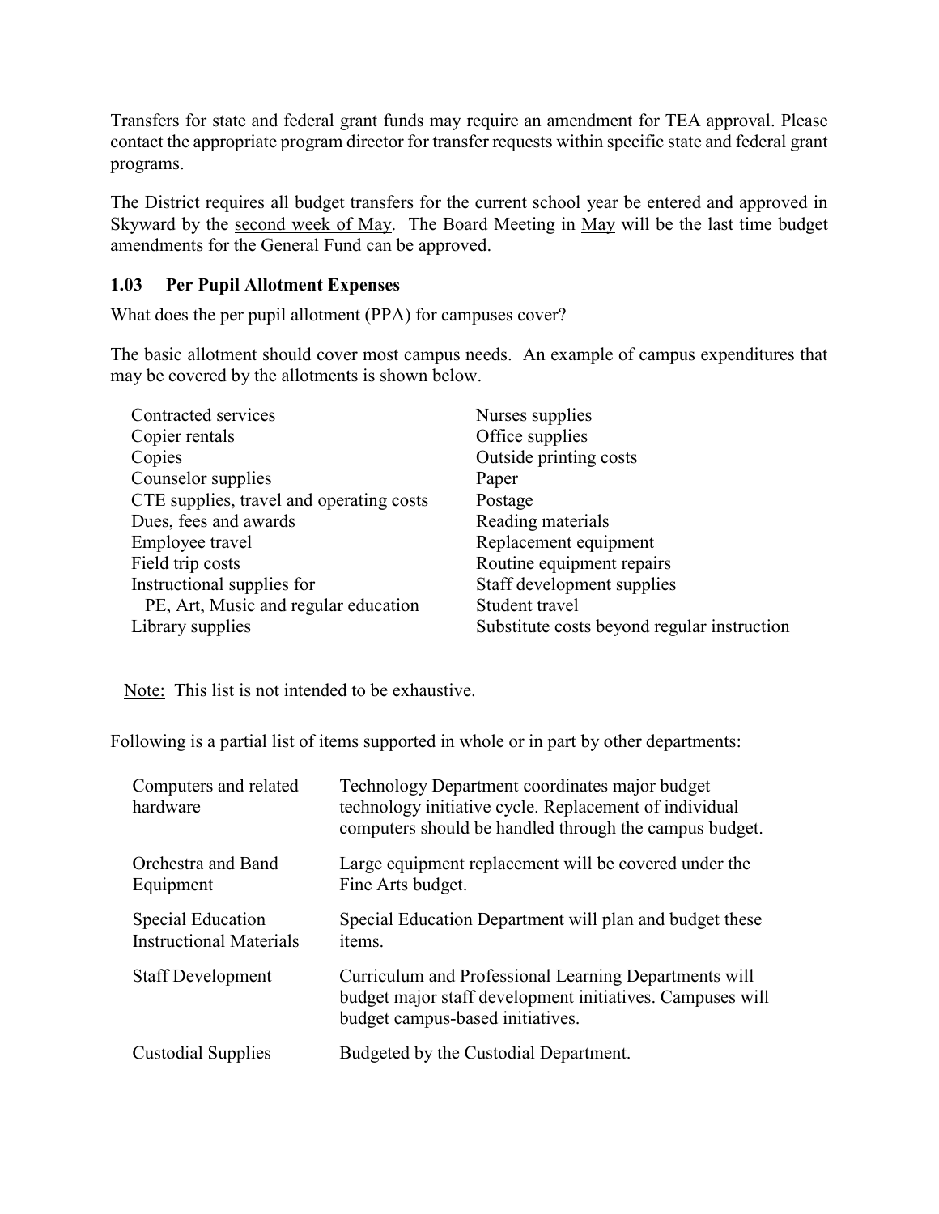Transfers for state and federal grant funds may require an amendment for TEA approval. Please contact the appropriate program director for transfer requests within specific state and federal grant programs.

The District requires all budget transfers for the current school year be entered and approved in Skyward by the <u>second week of May</u>. The Board Meeting in <u>May</u> will be the last time budget amendments for the General Fund can be approved.

### 1.03 Per Pupil Allotment Expenses

What does the per pupil allotment (PPA) for campuses cover?

The basic allotment should cover most campus needs. An example of campus expenditures that may be covered by the allotments is shown below.

- Contracted services
- Copier rentals
- Copies
- Counselor supplies
- CTE supplies, travel and operating costs
- Dues, fees and awards
- Employee travel
- Field trip costs
- Instructional supplies for PE, Art, Music and regular education
- Library supplies
- Nurses supplies
- Office supplies
- Outside printing costs
- Paper
- Postage
- Reading materials
- Replacement equipment
- Routine equipment repairs
- Staff development supplies
- Student travel
- Substitute costs beyond regular instruction

<u>Note:</u> This list is not intended to be exhaustive.

Following is a partial list of items supported in whole or in part by other departments:

| Item | Responsibility |
| --- | --- |
| Computers and related hardware | Technology Department coordinates major budget technology initiative cycle. Replacement of individual computers should be handled through the campus budget. |
| Orchestra and Band Equipment | Large equipment replacement will be covered under the Fine Arts budget. |
| Special Education Instructional Materials | Special Education Department will plan and budget these items. |
| Staff Development | Curriculum and Professional Learning Departments will budget major staff development initiatives. Campuses will budget campus-based initiatives. |
| Custodial Supplies | Budgeted by the Custodial Department. |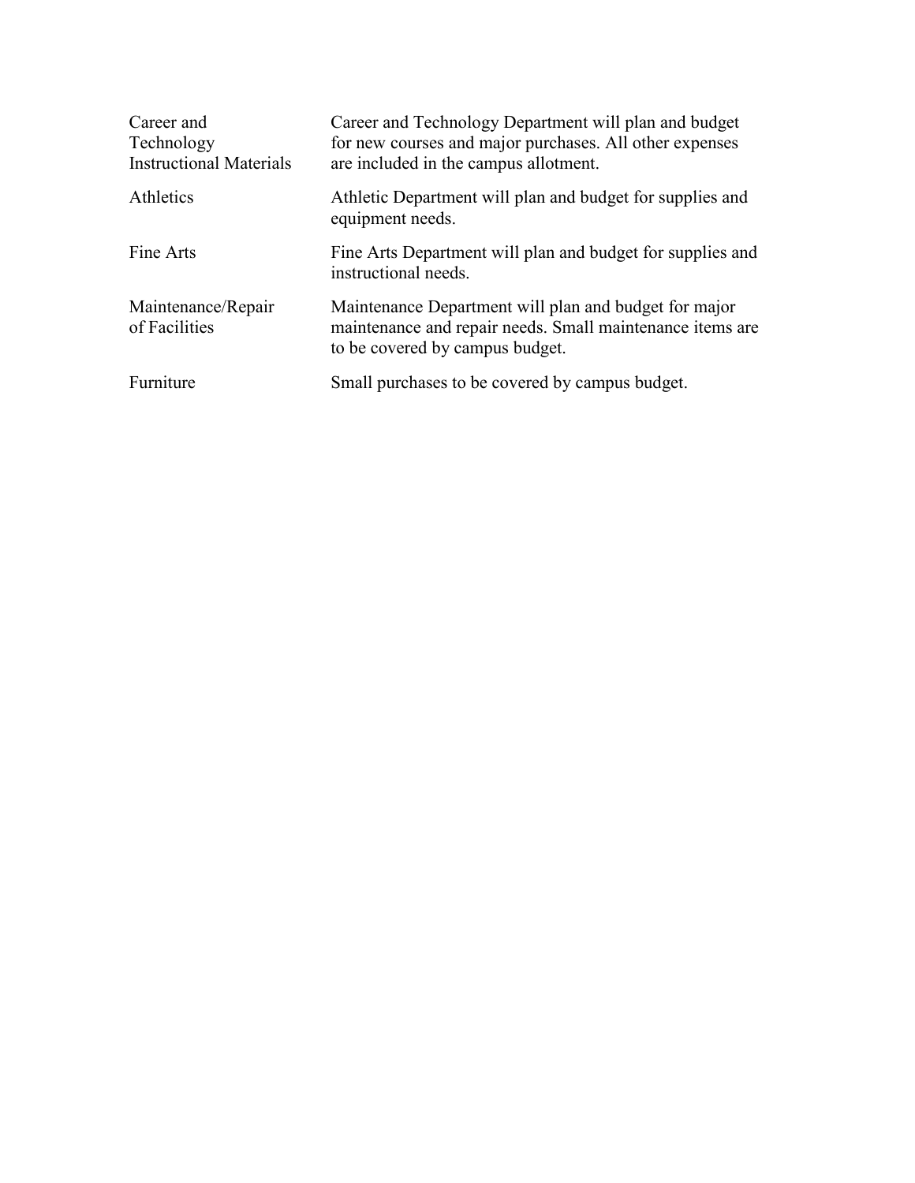| | |
|---|---|
| Career and Technology Instructional Materials | Career and Technology Department will plan and budget for new courses and major purchases. All other expenses are included in the campus allotment. |
| Athletics | Athletic Department will plan and budget for supplies and equipment needs. |
| Fine Arts | Fine Arts Department will plan and budget for supplies and instructional needs. |
| Maintenance/Repair of Facilities | Maintenance Department will plan and budget for major maintenance and repair needs. Small maintenance items are to be covered by campus budget. |
| Furniture | Small purchases to be covered by campus budget. |